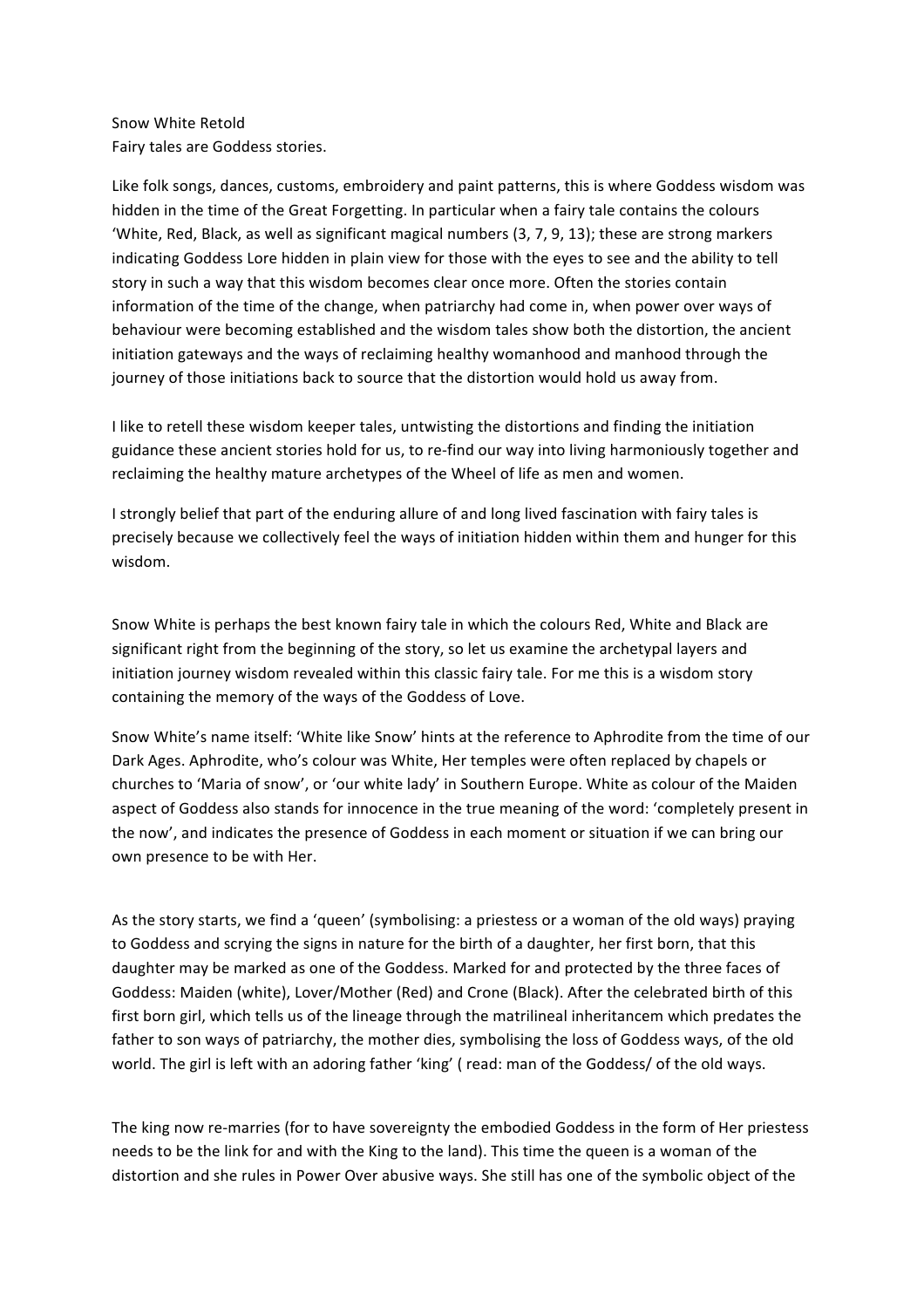Snow White Retold
Fairy tales are Goddess stories.

Like folk songs, dances, customs, embroidery and paint patterns, this is where Goddess wisdom was hidden in the time of the Great Forgetting. In particular when a fairy tale contains the colours 'White, Red, Black, as well as significant magical numbers (3, 7, 9, 13); these are strong markers indicating Goddess Lore hidden in plain view for those with the eyes to see and the ability to tell story in such a way that this wisdom becomes clear once more. Often the stories contain information of the time of the change, when patriarchy had come in, when power over ways of behaviour were becoming established and the wisdom tales show both the distortion, the ancient initiation gateways and the ways of reclaiming healthy womanhood and manhood through the journey of those initiations back to source that the distortion would hold us away from.

I like to retell these wisdom keeper tales, untwisting the distortions and finding the initiation guidance these ancient stories hold for us, to re-find our way into living harmoniously together and reclaiming the healthy mature archetypes of the Wheel of life as men and women.

I strongly belief that part of the enduring allure of and long lived fascination with fairy tales is precisely because we collectively feel the ways of initiation hidden within them and hunger for this wisdom.

Snow White is perhaps the best known fairy tale in which the colours Red, White and Black are significant right from the beginning of the story, so let us examine the archetypal layers and initiation journey wisdom revealed within this classic fairy tale. For me this is a wisdom story containing the memory of the ways of the Goddess of Love.

Snow White's name itself: 'White like Snow' hints at the reference to Aphrodite from the time of our Dark Ages. Aphrodite, who's colour was White, Her temples were often replaced by chapels or churches to 'Maria of snow', or 'our white lady' in Southern Europe. White as colour of the Maiden aspect of Goddess also stands for innocence in the true meaning of the word: 'completely present in the now', and indicates the presence of Goddess in each moment or situation if we can bring our own presence to be with Her.

As the story starts, we find a 'queen' (symbolising: a priestess or a woman of the old ways) praying to Goddess and scrying the signs in nature for the birth of a daughter, her first born, that this daughter may be marked as one of the Goddess. Marked for and protected by the three faces of Goddess: Maiden (white), Lover/Mother (Red) and Crone (Black). After the celebrated birth of this first born girl, which tells us of the lineage through the matrilineal inheritancem which predates the father to son ways of patriarchy, the mother dies, symbolising the loss of Goddess ways, of the old world. The girl is left with an adoring father 'king' ( read: man of the Goddess/ of the old ways.

The king now re-marries (for to have sovereignty the embodied Goddess in the form of Her priestess needs to be the link for and with the King to the land). This time the queen is a woman of the distortion and she rules in Power Over abusive ways. She still has one of the symbolic object of the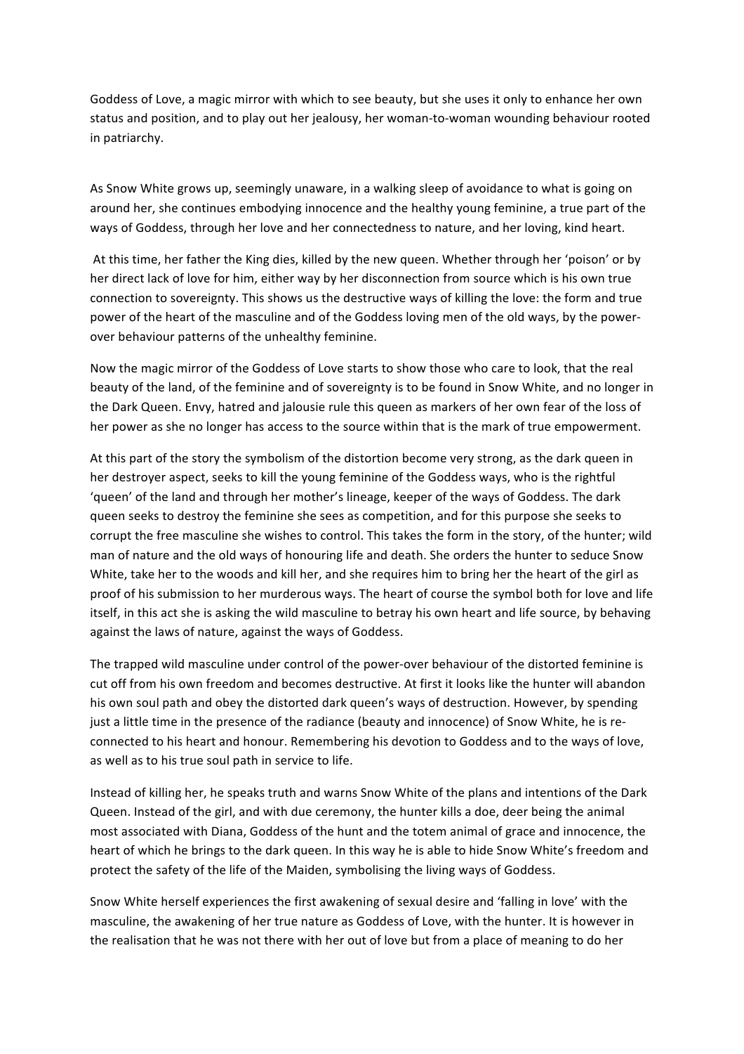Goddess of Love, a magic mirror with which to see beauty, but she uses it only to enhance her own status and position, and to play out her jealousy, her woman-to-woman wounding behaviour rooted in patriarchy.

As Snow White grows up, seemingly unaware, in a walking sleep of avoidance to what is going on around her, she continues embodying innocence and the healthy young feminine, a true part of the ways of Goddess, through her love and her connectedness to nature, and her loving, kind heart.

At this time, her father the King dies, killed by the new queen. Whether through her 'poison' or by her direct lack of love for him, either way by her disconnection from source which is his own true connection to sovereignty. This shows us the destructive ways of killing the love: the form and true power of the heart of the masculine and of the Goddess loving men of the old ways, by the power-over behaviour patterns of the unhealthy feminine.

Now the magic mirror of the Goddess of Love starts to show those who care to look, that the real beauty of the land, of the feminine and of sovereignty is to be found in Snow White, and no longer in the Dark Queen. Envy, hatred and jalousie rule this queen as markers of her own fear of the loss of her power as she no longer has access to the source within that is the mark of true empowerment.

At this part of the story the symbolism of the distortion become very strong, as the dark queen in her destroyer aspect, seeks to kill the young feminine of the Goddess ways, who is the rightful 'queen' of the land and through her mother's lineage, keeper of the ways of Goddess. The dark queen seeks to destroy the feminine she sees as competition, and for this purpose she seeks to corrupt the free masculine she wishes to control. This takes the form in the story, of the hunter; wild man of nature and the old ways of honouring life and death. She orders the hunter to seduce Snow White, take her to the woods and kill her, and she requires him to bring her the heart of the girl as proof of his submission to her murderous ways. The heart of course the symbol both for love and life itself, in this act she is asking the wild masculine to betray his own heart and life source, by behaving against the laws of nature, against the ways of Goddess.

The trapped wild masculine under control of the power-over behaviour of the distorted feminine is cut off from his own freedom and becomes destructive. At first it looks like the hunter will abandon his own soul path and obey the distorted dark queen's ways of destruction. However, by spending just a little time in the presence of the radiance (beauty and innocence) of Snow White, he is re-connected to his heart and honour. Remembering his devotion to Goddess and to the ways of love, as well as to his true soul path in service to life.

Instead of killing her, he speaks truth and warns Snow White of the plans and intentions of the Dark Queen. Instead of the girl, and with due ceremony, the hunter kills a doe, deer being the animal most associated with Diana, Goddess of the hunt and the totem animal of grace and innocence, the heart of which he brings to the dark queen. In this way he is able to hide Snow White's freedom and protect the safety of the life of the Maiden, symbolising the living ways of Goddess.

Snow White herself experiences the first awakening of sexual desire and 'falling in love' with the masculine, the awakening of her true nature as Goddess of Love, with the hunter. It is however in the realisation that he was not there with her out of love but from a place of meaning to do her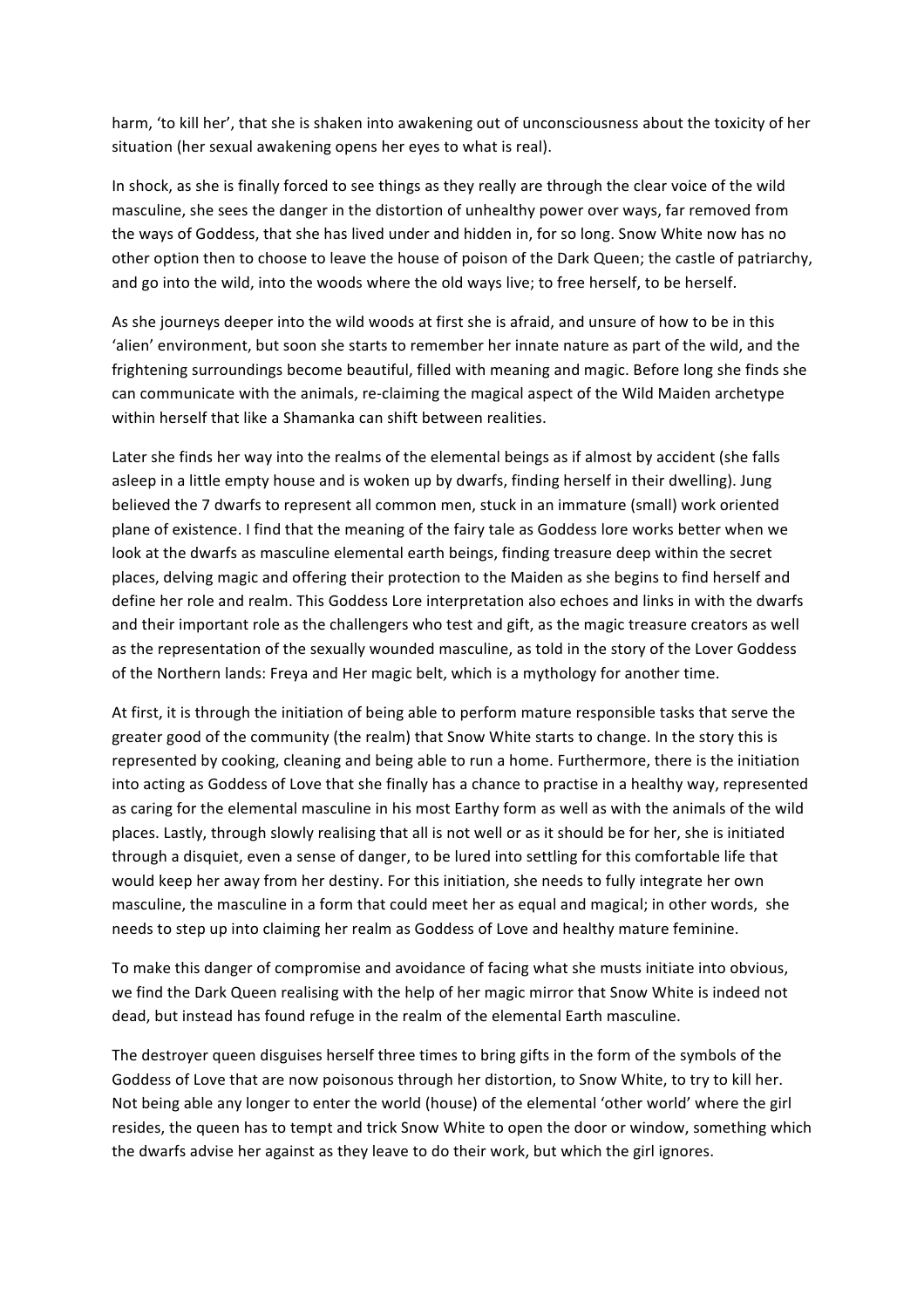harm, 'to kill her', that she is shaken into awakening out of unconsciousness about the toxicity of her situation (her sexual awakening opens her eyes to what is real).

In shock, as she is finally forced to see things as they really are through the clear voice of the wild masculine, she sees the danger in the distortion of unhealthy power over ways, far removed from the ways of Goddess, that she has lived under and hidden in, for so long. Snow White now has no other option then to choose to leave the house of poison of the Dark Queen; the castle of patriarchy, and go into the wild, into the woods where the old ways live; to free herself, to be herself.

As she journeys deeper into the wild woods at first she is afraid, and unsure of how to be in this 'alien' environment, but soon she starts to remember her innate nature as part of the wild, and the frightening surroundings become beautiful, filled with meaning and magic. Before long she finds she can communicate with the animals, re-claiming the magical aspect of the Wild Maiden archetype within herself that like a Shamanka can shift between realities.

Later she finds her way into the realms of the elemental beings as if almost by accident (she falls asleep in a little empty house and is woken up by dwarfs, finding herself in their dwelling). Jung believed the 7 dwarfs to represent all common men, stuck in an immature (small) work oriented plane of existence. I find that the meaning of the fairy tale as Goddess lore works better when we look at the dwarfs as masculine elemental earth beings, finding treasure deep within the secret places, delving magic and offering their protection to the Maiden as she begins to find herself and define her role and realm. This Goddess Lore interpretation also echoes and links in with the dwarfs and their important role as the challengers who test and gift, as the magic treasure creators as well as the representation of the sexually wounded masculine, as told in the story of the Lover Goddess of the Northern lands: Freya and Her magic belt, which is a mythology for another time.

At first, it is through the initiation of being able to perform mature responsible tasks that serve the greater good of the community (the realm) that Snow White starts to change. In the story this is represented by cooking, cleaning and being able to run a home. Furthermore, there is the initiation into acting as Goddess of Love that she finally has a chance to practise in a healthy way, represented as caring for the elemental masculine in his most Earthy form as well as with the animals of the wild places. Lastly, through slowly realising that all is not well or as it should be for her, she is initiated through a disquiet, even a sense of danger, to be lured into settling for this comfortable life that would keep her away from her destiny. For this initiation, she needs to fully integrate her own masculine, the masculine in a form that could meet her as equal and magical; in other words, she needs to step up into claiming her realm as Goddess of Love and healthy mature feminine.

To make this danger of compromise and avoidance of facing what she musts initiate into obvious, we find the Dark Queen realising with the help of her magic mirror that Snow White is indeed not dead, but instead has found refuge in the realm of the elemental Earth masculine.

The destroyer queen disguises herself three times to bring gifts in the form of the symbols of the Goddess of Love that are now poisonous through her distortion, to Snow White, to try to kill her. Not being able any longer to enter the world (house) of the elemental 'other world' where the girl resides, the queen has to tempt and trick Snow White to open the door or window, something which the dwarfs advise her against as they leave to do their work, but which the girl ignores.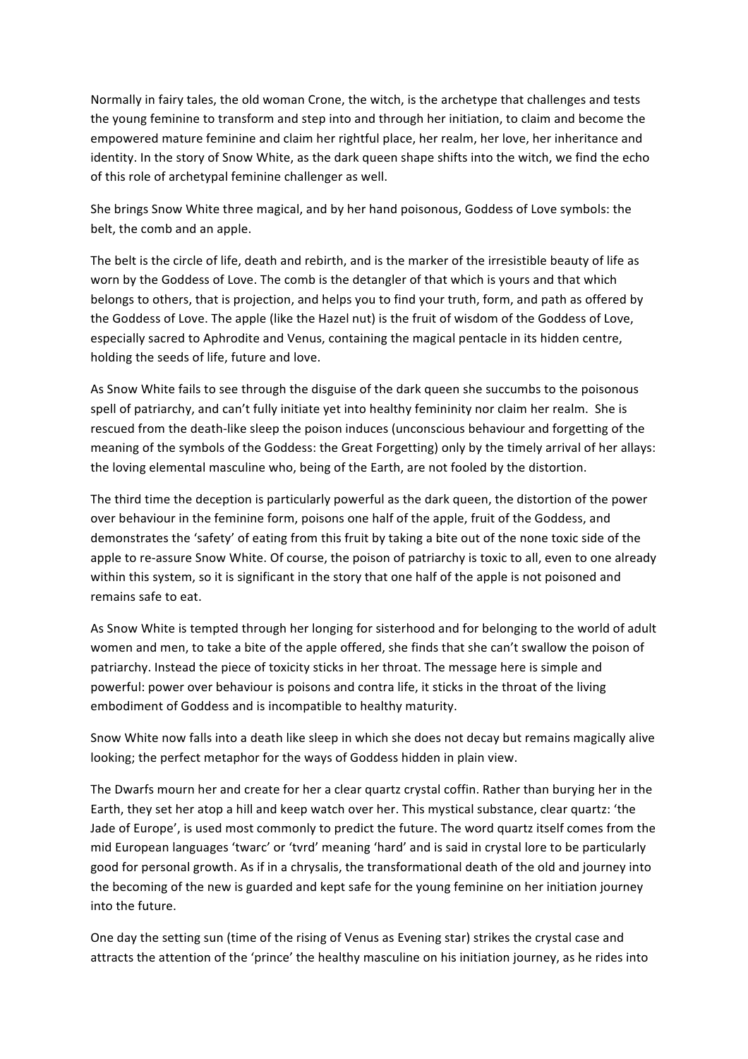Normally in fairy tales, the old woman Crone, the witch, is the archetype that challenges and tests the young feminine to transform and step into and through her initiation, to claim and become the empowered mature feminine and claim her rightful place, her realm, her love, her inheritance and identity. In the story of Snow White, as the dark queen shape shifts into the witch, we find the echo of this role of archetypal feminine challenger as well.

She brings Snow White three magical, and by her hand poisonous, Goddess of Love symbols: the belt, the comb and an apple.

The belt is the circle of life, death and rebirth, and is the marker of the irresistible beauty of life as worn by the Goddess of Love. The comb is the detangler of that which is yours and that which belongs to others, that is projection, and helps you to find your truth, form, and path as offered by the Goddess of Love. The apple (like the Hazel nut) is the fruit of wisdom of the Goddess of Love, especially sacred to Aphrodite and Venus, containing the magical pentacle in its hidden centre, holding the seeds of life, future and love.

As Snow White fails to see through the disguise of the dark queen she succumbs to the poisonous spell of patriarchy, and can't fully initiate yet into healthy femininity nor claim her realm. She is rescued from the death-like sleep the poison induces (unconscious behaviour and forgetting of the meaning of the symbols of the Goddess: the Great Forgetting) only by the timely arrival of her allays: the loving elemental masculine who, being of the Earth, are not fooled by the distortion.

The third time the deception is particularly powerful as the dark queen, the distortion of the power over behaviour in the feminine form, poisons one half of the apple, fruit of the Goddess, and demonstrates the 'safety' of eating from this fruit by taking a bite out of the none toxic side of the apple to re-assure Snow White. Of course, the poison of patriarchy is toxic to all, even to one already within this system, so it is significant in the story that one half of the apple is not poisoned and remains safe to eat.

As Snow White is tempted through her longing for sisterhood and for belonging to the world of adult women and men, to take a bite of the apple offered, she finds that she can't swallow the poison of patriarchy. Instead the piece of toxicity sticks in her throat. The message here is simple and powerful: power over behaviour is poisons and contra life, it sticks in the throat of the living embodiment of Goddess and is incompatible to healthy maturity.

Snow White now falls into a death like sleep in which she does not decay but remains magically alive looking; the perfect metaphor for the ways of Goddess hidden in plain view.

The Dwarfs mourn her and create for her a clear quartz crystal coffin. Rather than burying her in the Earth, they set her atop a hill and keep watch over her. This mystical substance, clear quartz: 'the Jade of Europe', is used most commonly to predict the future. The word quartz itself comes from the mid European languages 'twarc' or 'tvrd' meaning 'hard' and is said in crystal lore to be particularly good for personal growth. As if in a chrysalis, the transformational death of the old and journey into the becoming of the new is guarded and kept safe for the young feminine on her initiation journey into the future.

One day the setting sun (time of the rising of Venus as Evening star) strikes the crystal case and attracts the attention of the 'prince' the healthy masculine on his initiation journey, as he rides into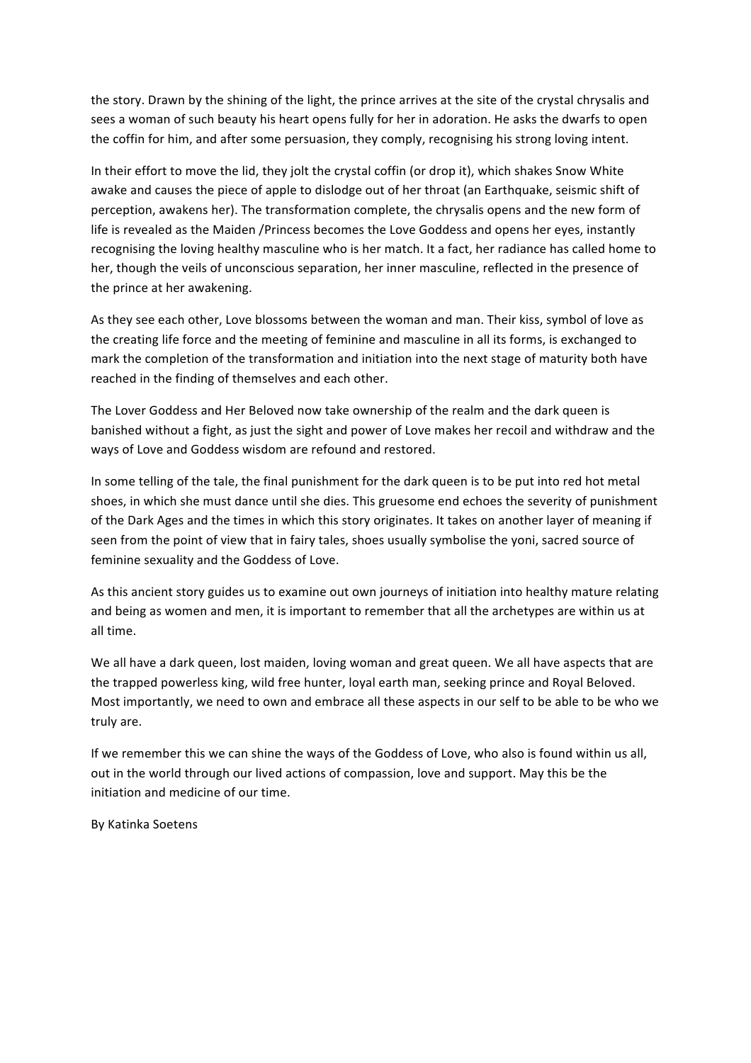the story. Drawn by the shining of the light, the prince arrives at the site of the crystal chrysalis and sees a woman of such beauty his heart opens fully for her in adoration. He asks the dwarfs to open the coffin for him, and after some persuasion, they comply, recognising his strong loving intent.

In their effort to move the lid, they jolt the crystal coffin (or drop it), which shakes Snow White awake and causes the piece of apple to dislodge out of her throat (an Earthquake, seismic shift of perception, awakens her). The transformation complete, the chrysalis opens and the new form of life is revealed as the Maiden /Princess becomes the Love Goddess and opens her eyes, instantly recognising the loving healthy masculine who is her match. It a fact, her radiance has called home to her, though the veils of unconscious separation, her inner masculine, reflected in the presence of the prince at her awakening.

As they see each other, Love blossoms between the woman and man. Their kiss, symbol of love as the creating life force and the meeting of feminine and masculine in all its forms, is exchanged to mark the completion of the transformation and initiation into the next stage of maturity both have reached in the finding of themselves and each other.

The Lover Goddess and Her Beloved now take ownership of the realm and the dark queen is banished without a fight, as just the sight and power of Love makes her recoil and withdraw and the ways of Love and Goddess wisdom are refound and restored.

In some telling of the tale, the final punishment for the dark queen is to be put into red hot metal shoes, in which she must dance until she dies. This gruesome end echoes the severity of punishment of the Dark Ages and the times in which this story originates. It takes on another layer of meaning if seen from the point of view that in fairy tales, shoes usually symbolise the yoni, sacred source of feminine sexuality and the Goddess of Love.

As this ancient story guides us to examine out own journeys of initiation into healthy mature relating and being as women and men, it is important to remember that all the archetypes are within us at all time.

We all have a dark queen, lost maiden, loving woman and great queen. We all have aspects that are the trapped powerless king, wild free hunter, loyal earth man, seeking prince and Royal Beloved. Most importantly, we need to own and embrace all these aspects in our self to be able to be who we truly are.

If we remember this we can shine the ways of the Goddess of Love, who also is found within us all, out in the world through our lived actions of compassion, love and support. May this be the initiation and medicine of our time.

By Katinka Soetens